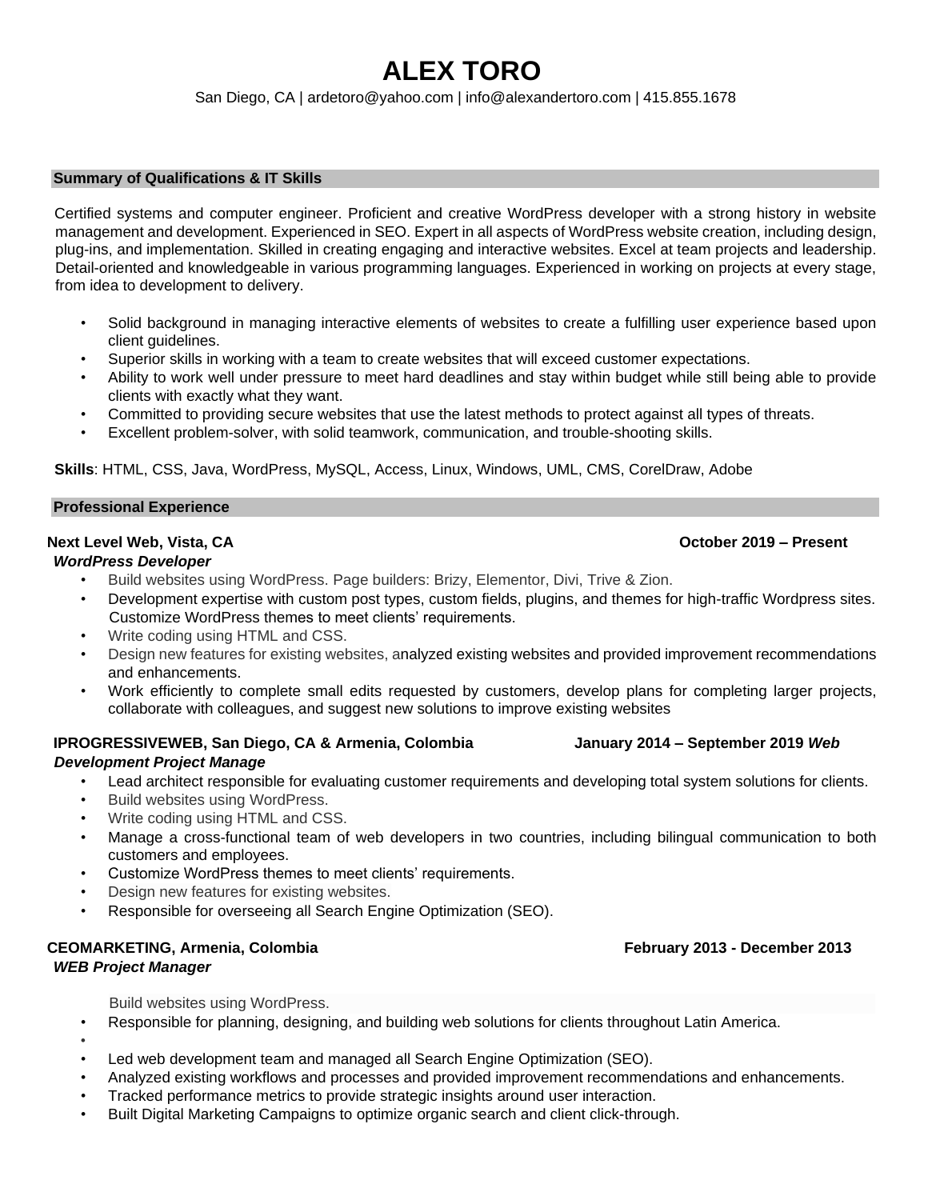# ALEX TORO

San Diego, CA | ardetoro@yahoo.com | info@alexandertoro.com | 415.855.1678

## Summary of Qualifications & IT Skills

Certified systems and computer engineer. Proficient and creative WordPress developer with a strong history in website management and development. Experienced in SEO. Expert in all aspects of WordPress website creation, including design, plug-ins, and implementation. Skilled in creating engaging and interactive websites. Excel at team projects and leadership. Detail-oriented and knowledgeable in various programming languages. Experienced in working on projects at every stage, from idea to development to delivery.

- Solid background in managing interactive elements of websites to create a fulfilling user experience based upon client guidelines.
- Superior skills in working with a team to create websites that will exceed customer expectations.
- Ability to work well under pressure to meet hard deadlines and stay within budget while still being able to provide clients with exactly what they want.
- Committed to providing secure websites that use the latest methods to protect against all types of threats.
- Excellent problem-solver, with solid teamwork, communication, and trouble-shooting skills.

**Skills**: HTML, CSS, Java, WordPress, MySQL, Access, Linux, Windows, UML, CMS, CorelDraw, Adobe

## Professional Experience

**Next Level Web, Vista, CA** **October 2019 – Present**

***WordPress Developer***

- Build websites using WordPress. Page builders: Brizy, Elementor, Divi, Trive & Zion.
- Development expertise with custom post types, custom fields, plugins, and themes for high-traffic Wordpress sites. Customize WordPress themes to meet clients' requirements.
- Write coding using HTML and CSS.
- Design new features for existing websites, analyzed existing websites and provided improvement recommendations and enhancements.
- Work efficiently to complete small edits requested by customers, develop plans for completing larger projects, collaborate with colleagues, and suggest new solutions to improve existing websites

**IPROGRESSIVEWEB, San Diego, CA & Armenia, Colombia** **January 2014 – September 2019** ***Web Development Project Manage***

- Lead architect responsible for evaluating customer requirements and developing total system solutions for clients.
- Build websites using WordPress.
- Write coding using HTML and CSS.
- Manage a cross-functional team of web developers in two countries, including bilingual communication to both customers and employees.
- Customize WordPress themes to meet clients' requirements.
- Design new features for existing websites.
- Responsible for overseeing all Search Engine Optimization (SEO).

**CEOMARKETING, Armenia, Colombia** **February 2013 - December 2013**

***WEB Project Manager***

Build websites using WordPress.

- Responsible for planning, designing, and building web solutions for clients throughout Latin America.
- Led web development team and managed all Search Engine Optimization (SEO).
- Analyzed existing workflows and processes and provided improvement recommendations and enhancements.
- Tracked performance metrics to provide strategic insights around user interaction.
- Built Digital Marketing Campaigns to optimize organic search and client click-through.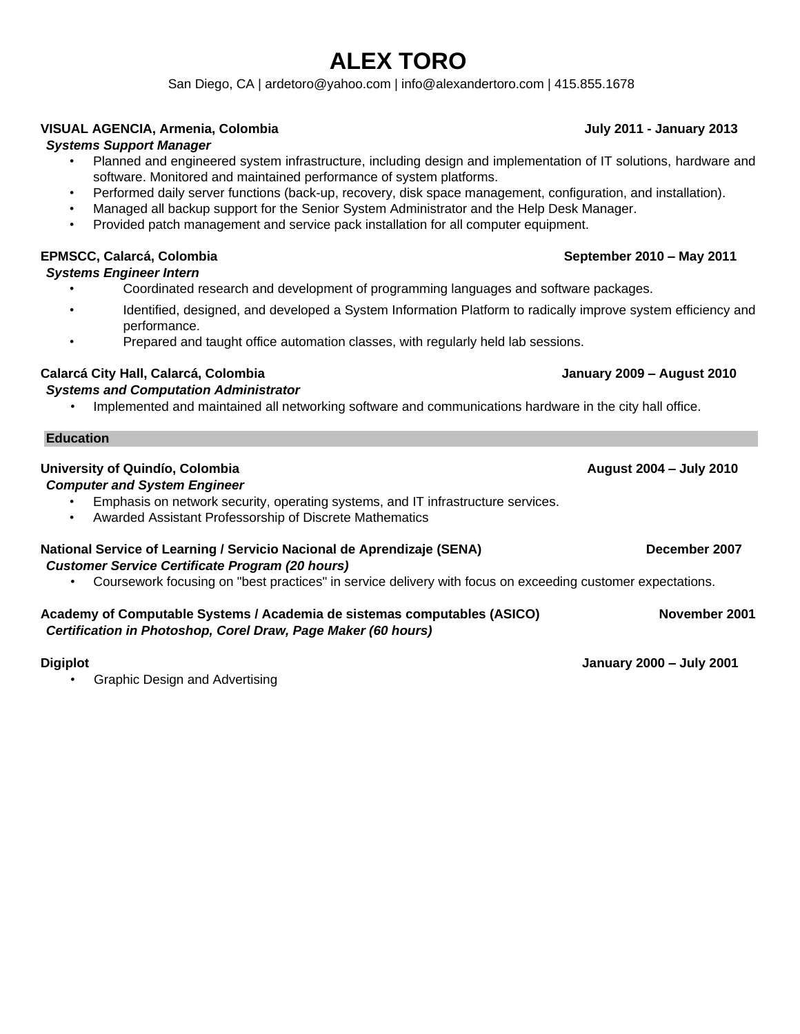# ALEX TORO

San Diego, CA | ardetoro@yahoo.com | info@alexandertoro.com | 415.855.1678

**VISUAL AGENCIA, Armenia, Colombia** **July 2011 - January 2013**

***Systems Support Manager***

- Planned and engineered system infrastructure, including design and implementation of IT solutions, hardware and software. Monitored and maintained performance of system platforms.
- Performed daily server functions (back-up, recovery, disk space management, configuration, and installation).
- Managed all backup support for the Senior System Administrator and the Help Desk Manager.
- Provided patch management and service pack installation for all computer equipment.

**EPMSCC, Calarcá, Colombia** **September 2010 – May 2011**

***Systems Engineer Intern***

- Coordinated research and development of programming languages and software packages.
- Identified, designed, and developed a System Information Platform to radically improve system efficiency and performance.
- Prepared and taught office automation classes, with regularly held lab sessions.

**Calarcá City Hall, Calarcá, Colombia** **January 2009 – August 2010**

***Systems and Computation Administrator***

- Implemented and maintained all networking software and communications hardware in the city hall office.

## Education

**University of Quindío, Colombia** **August 2004 – July 2010**

***Computer and System Engineer***

- Emphasis on network security, operating systems, and IT infrastructure services.
- Awarded Assistant Professorship of Discrete Mathematics

**National Service of Learning / Servicio Nacional de Aprendizaje (SENA)** **December 2007**

***Customer Service Certificate Program (20 hours)***

- Coursework focusing on "best practices" in service delivery with focus on exceeding customer expectations.

**Academy of Computable Systems / Academia de sistemas computables (ASICO)** **November 2001**

***Certification in Photoshop, Corel Draw, Page Maker (60 hours)***

**Digiplot** **January 2000 – July 2001**

- Graphic Design and Advertising